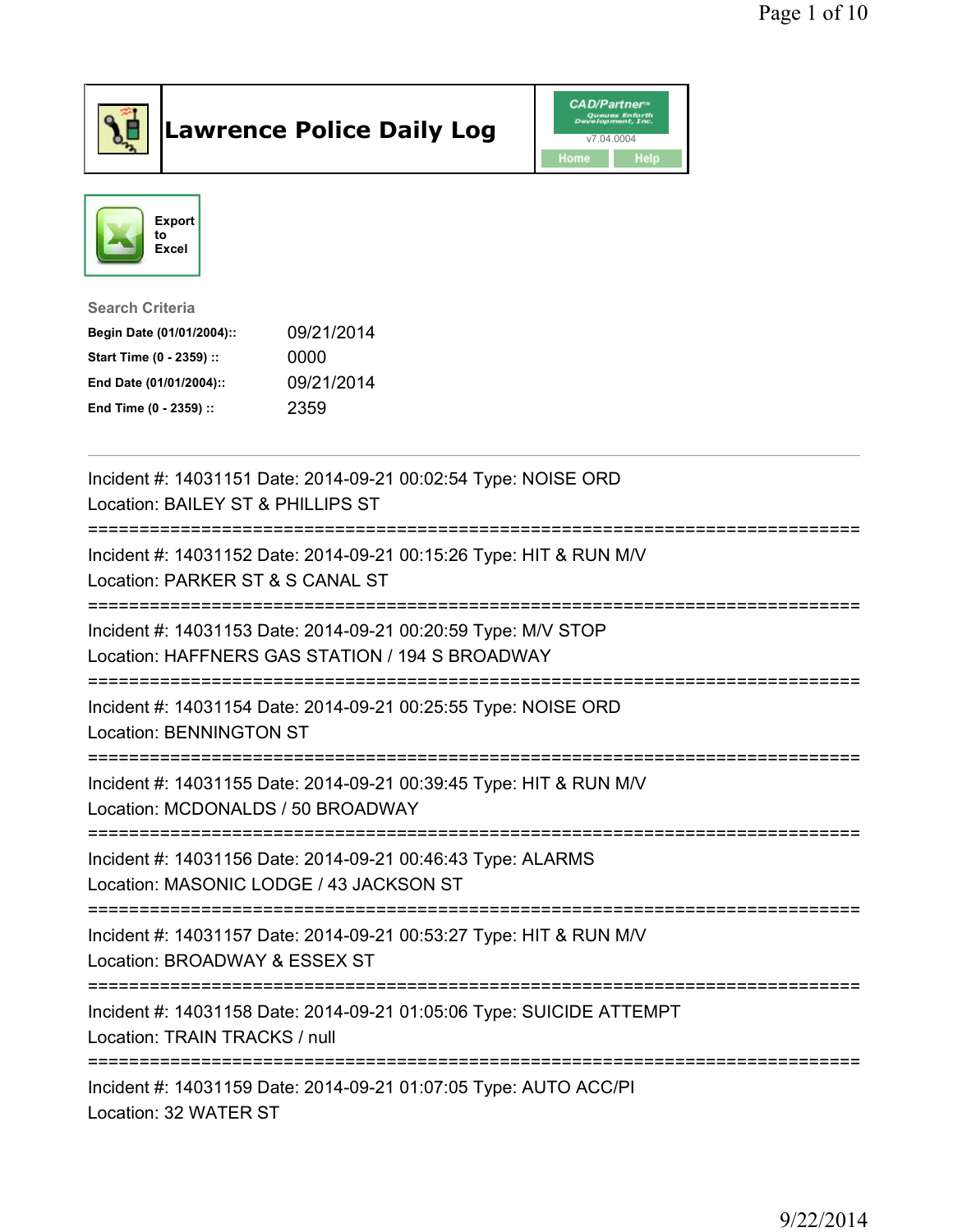# Lawrence Police Daily Log

CAD/Partner™ v7.04.0004

Home | Help

Export to Excel

**Search Criteria**

| | |
|---|---|
| **Begin Date (01/01/2004)::** | 09/21/2014 |
| **Start Time (0 - 2359) ::** | 0000 |
| **End Date (01/01/2004)::** | 09/21/2014 |
| **End Time (0 - 2359) ::** | 2359 |

---

Incident #: 14031151 Date: 2014-09-21 00:02:54 Type: NOISE ORD
Location: BAILEY ST & PHILLIPS ST

===========================================================================

Incident #: 14031152 Date: 2014-09-21 00:15:26 Type: HIT & RUN M/V
Location: PARKER ST & S CANAL ST

===========================================================================

Incident #: 14031153 Date: 2014-09-21 00:20:59 Type: M/V STOP
Location: HAFFNERS GAS STATION / 194 S BROADWAY

===========================================================================

Incident #: 14031154 Date: 2014-09-21 00:25:55 Type: NOISE ORD
Location: BENNINGTON ST

===========================================================================

Incident #: 14031155 Date: 2014-09-21 00:39:45 Type: HIT & RUN M/V
Location: MCDONALDS / 50 BROADWAY

===========================================================================

Incident #: 14031156 Date: 2014-09-21 00:46:43 Type: ALARMS
Location: MASONIC LODGE / 43 JACKSON ST

===========================================================================

Incident #: 14031157 Date: 2014-09-21 00:53:27 Type: HIT & RUN M/V
Location: BROADWAY & ESSEX ST

===========================================================================

Incident #: 14031158 Date: 2014-09-21 01:05:06 Type: SUICIDE ATTEMPT
Location: TRAIN TRACKS / null

===========================================================================

Incident #: 14031159 Date: 2014-09-21 01:07:05 Type: AUTO ACC/PI
Location: 32 WATER ST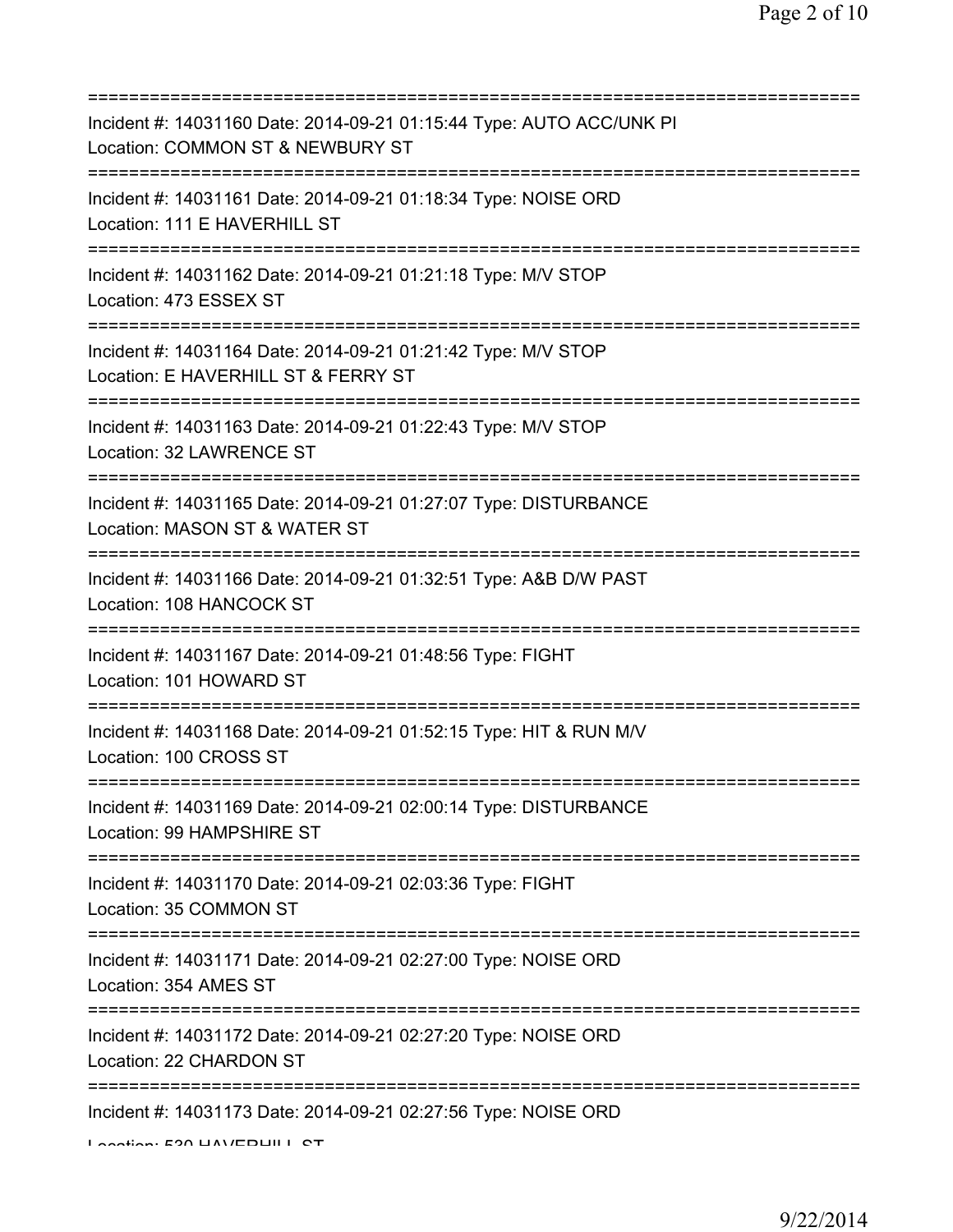===========================================================================

Incident #: 14031160 Date: 2014-09-21 01:15:44 Type: AUTO ACC/UNK PI
Location: COMMON ST & NEWBURY ST

===========================================================================

Incident #: 14031161 Date: 2014-09-21 01:18:34 Type: NOISE ORD
Location: 111 E HAVERHILL ST

===========================================================================

Incident #: 14031162 Date: 2014-09-21 01:21:18 Type: M/V STOP
Location: 473 ESSEX ST

===========================================================================

Incident #: 14031164 Date: 2014-09-21 01:21:42 Type: M/V STOP
Location: E HAVERHILL ST & FERRY ST

===========================================================================

Incident #: 14031163 Date: 2014-09-21 01:22:43 Type: M/V STOP
Location: 32 LAWRENCE ST

===========================================================================

Incident #: 14031165 Date: 2014-09-21 01:27:07 Type: DISTURBANCE
Location: MASON ST & WATER ST

===========================================================================

Incident #: 14031166 Date: 2014-09-21 01:32:51 Type: A&B D/W PAST
Location: 108 HANCOCK ST

===========================================================================

Incident #: 14031167 Date: 2014-09-21 01:48:56 Type: FIGHT
Location: 101 HOWARD ST

===========================================================================

Incident #: 14031168 Date: 2014-09-21 01:52:15 Type: HIT & RUN M/V
Location: 100 CROSS ST

===========================================================================

Incident #: 14031169 Date: 2014-09-21 02:00:14 Type: DISTURBANCE
Location: 99 HAMPSHIRE ST

===========================================================================

Incident #: 14031170 Date: 2014-09-21 02:03:36 Type: FIGHT
Location: 35 COMMON ST

===========================================================================

Incident #: 14031171 Date: 2014-09-21 02:27:00 Type: NOISE ORD
Location: 354 AMES ST

===========================================================================

Incident #: 14031172 Date: 2014-09-21 02:27:20 Type: NOISE ORD
Location: 22 CHARDON ST

===========================================================================

Incident #: 14031173 Date: 2014-09-21 02:27:56 Type: NOISE ORD
Location: 530 HAVERHILL ST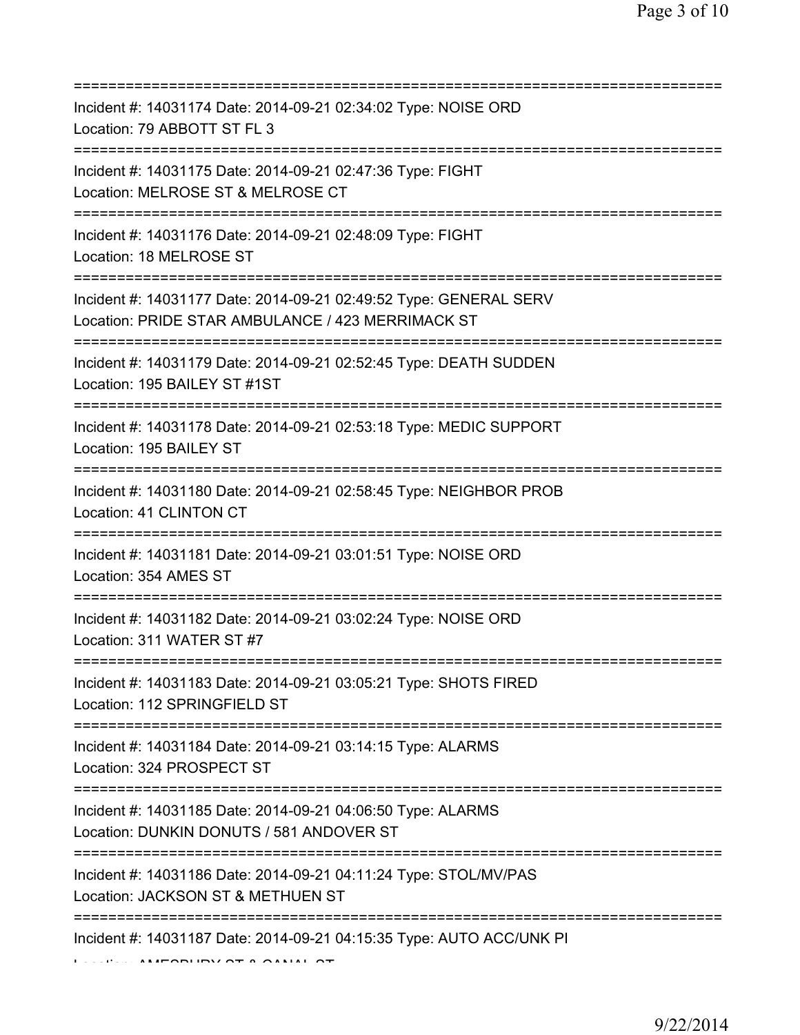===========================================================================

Incident #: 14031174 Date: 2014-09-21 02:34:02 Type: NOISE ORD
Location: 79 ABBOTT ST FL 3

===========================================================================

Incident #: 14031175 Date: 2014-09-21 02:47:36 Type: FIGHT
Location: MELROSE ST & MELROSE CT

===========================================================================

Incident #: 14031176 Date: 2014-09-21 02:48:09 Type: FIGHT
Location: 18 MELROSE ST

===========================================================================

Incident #: 14031177 Date: 2014-09-21 02:49:52 Type: GENERAL SERV
Location: PRIDE STAR AMBULANCE / 423 MERRIMACK ST

===========================================================================

Incident #: 14031179 Date: 2014-09-21 02:52:45 Type: DEATH SUDDEN
Location: 195 BAILEY ST #1ST

===========================================================================

Incident #: 14031178 Date: 2014-09-21 02:53:18 Type: MEDIC SUPPORT
Location: 195 BAILEY ST

===========================================================================

Incident #: 14031180 Date: 2014-09-21 02:58:45 Type: NEIGHBOR PROB
Location: 41 CLINTON CT

===========================================================================

Incident #: 14031181 Date: 2014-09-21 03:01:51 Type: NOISE ORD
Location: 354 AMES ST

===========================================================================

Incident #: 14031182 Date: 2014-09-21 03:02:24 Type: NOISE ORD
Location: 311 WATER ST #7

===========================================================================

Incident #: 14031183 Date: 2014-09-21 03:05:21 Type: SHOTS FIRED
Location: 112 SPRINGFIELD ST

===========================================================================

Incident #: 14031184 Date: 2014-09-21 03:14:15 Type: ALARMS
Location: 324 PROSPECT ST

===========================================================================

Incident #: 14031185 Date: 2014-09-21 04:06:50 Type: ALARMS
Location: DUNKIN DONUTS / 581 ANDOVER ST

===========================================================================

Incident #: 14031186 Date: 2014-09-21 04:11:24 Type: STOL/MV/PAS
Location: JACKSON ST & METHUEN ST

===========================================================================

Incident #: 14031187 Date: 2014-09-21 04:15:35 Type: AUTO ACC/UNK PI
Location: AMESBURY ST & CANAL ST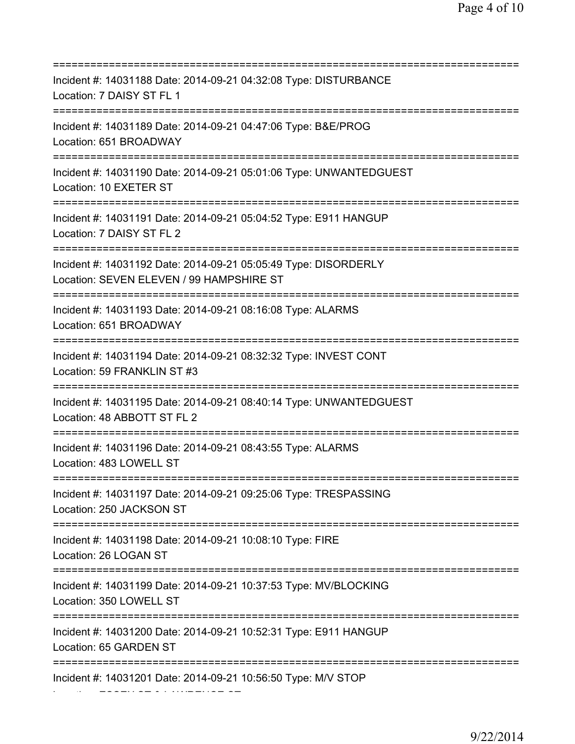===========================================================================
Incident #: 14031188 Date: 2014-09-21 04:32:08 Type: DISTURBANCE
Location: 7 DAISY ST FL 1
===========================================================================
Incident #: 14031189 Date: 2014-09-21 04:47:06 Type: B&E/PROG
Location: 651 BROADWAY
===========================================================================
Incident #: 14031190 Date: 2014-09-21 05:01:06 Type: UNWANTEDGUEST
Location: 10 EXETER ST
===========================================================================
Incident #: 14031191 Date: 2014-09-21 05:04:52 Type: E911 HANGUP
Location: 7 DAISY ST FL 2
===========================================================================
Incident #: 14031192 Date: 2014-09-21 05:05:49 Type: DISORDERLY
Location: SEVEN ELEVEN / 99 HAMPSHIRE ST
===========================================================================
Incident #: 14031193 Date: 2014-09-21 08:16:08 Type: ALARMS
Location: 651 BROADWAY
===========================================================================
Incident #: 14031194 Date: 2014-09-21 08:32:32 Type: INVEST CONT
Location: 59 FRANKLIN ST #3
===========================================================================
Incident #: 14031195 Date: 2014-09-21 08:40:14 Type: UNWANTEDGUEST
Location: 48 ABBOTT ST FL 2
===========================================================================
Incident #: 14031196 Date: 2014-09-21 08:43:55 Type: ALARMS
Location: 483 LOWELL ST
===========================================================================
Incident #: 14031197 Date: 2014-09-21 09:25:06 Type: TRESPASSING
Location: 250 JACKSON ST
===========================================================================
Incident #: 14031198 Date: 2014-09-21 10:08:10 Type: FIRE
Location: 26 LOGAN ST
===========================================================================
Incident #: 14031199 Date: 2014-09-21 10:37:53 Type: MV/BLOCKING
Location: 350 LOWELL ST
===========================================================================
Incident #: 14031200 Date: 2014-09-21 10:52:31 Type: E911 HANGUP
Location: 65 GARDEN ST
===========================================================================
Incident #: 14031201 Date: 2014-09-21 10:56:50 Type: M/V STOP
Location: ESSEX ST & LAWRENCE ST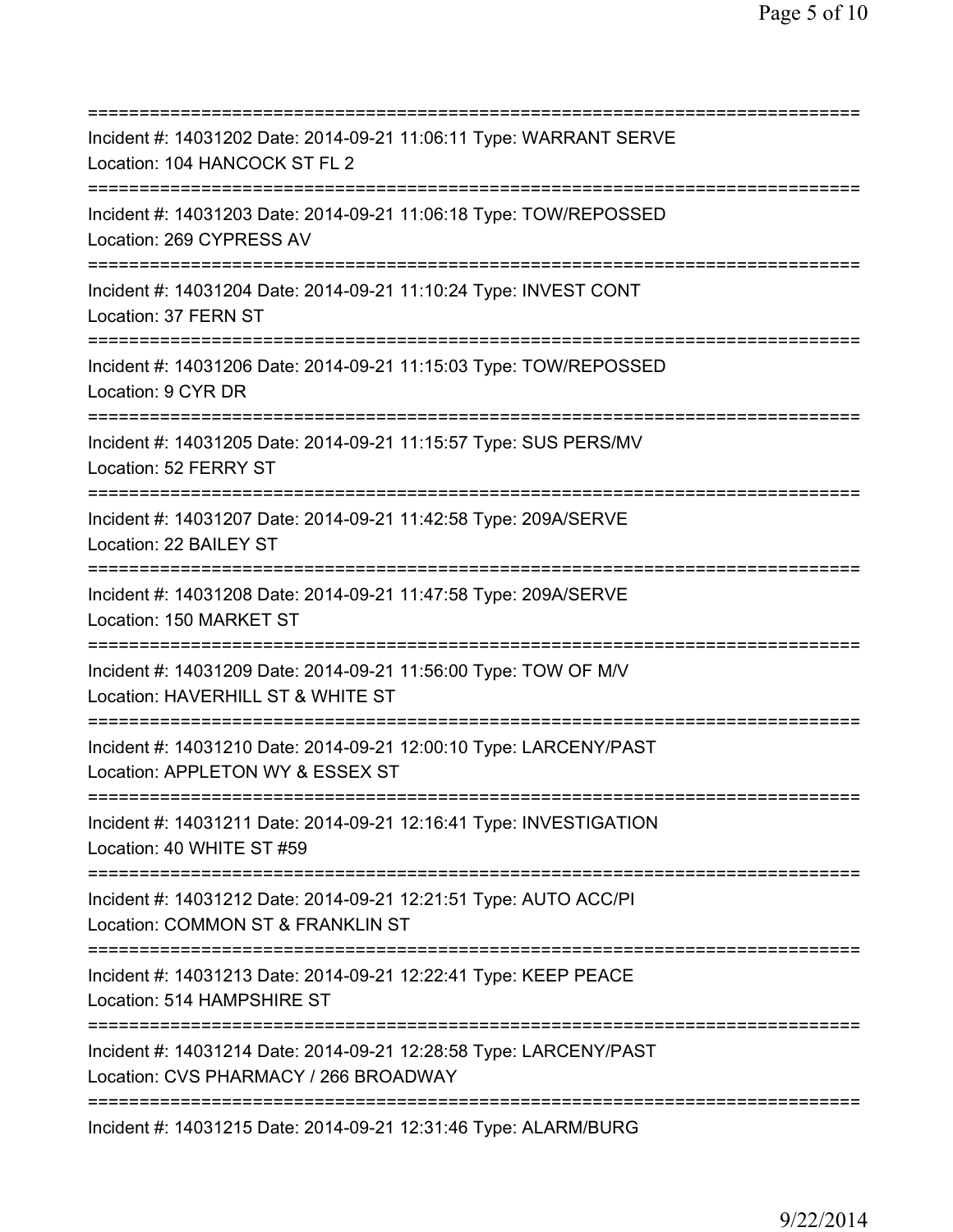===========================================================================
Incident #: 14031202 Date: 2014-09-21 11:06:11 Type: WARRANT SERVE
Location: 104 HANCOCK ST FL 2
===========================================================================
Incident #: 14031203 Date: 2014-09-21 11:06:18 Type: TOW/REPOSSED
Location: 269 CYPRESS AV
===========================================================================
Incident #: 14031204 Date: 2014-09-21 11:10:24 Type: INVEST CONT
Location: 37 FERN ST
===========================================================================
Incident #: 14031206 Date: 2014-09-21 11:15:03 Type: TOW/REPOSSED
Location: 9 CYR DR
===========================================================================
Incident #: 14031205 Date: 2014-09-21 11:15:57 Type: SUS PERS/MV
Location: 52 FERRY ST
===========================================================================
Incident #: 14031207 Date: 2014-09-21 11:42:58 Type: 209A/SERVE
Location: 22 BAILEY ST
===========================================================================
Incident #: 14031208 Date: 2014-09-21 11:47:58 Type: 209A/SERVE
Location: 150 MARKET ST
===========================================================================
Incident #: 14031209 Date: 2014-09-21 11:56:00 Type: TOW OF M/V
Location: HAVERHILL ST & WHITE ST
===========================================================================
Incident #: 14031210 Date: 2014-09-21 12:00:10 Type: LARCENY/PAST
Location: APPLETON WY & ESSEX ST
===========================================================================
Incident #: 14031211 Date: 2014-09-21 12:16:41 Type: INVESTIGATION
Location: 40 WHITE ST #59
===========================================================================
Incident #: 14031212 Date: 2014-09-21 12:21:51 Type: AUTO ACC/PI
Location: COMMON ST & FRANKLIN ST
===========================================================================
Incident #: 14031213 Date: 2014-09-21 12:22:41 Type: KEEP PEACE
Location: 514 HAMPSHIRE ST
===========================================================================
Incident #: 14031214 Date: 2014-09-21 12:28:58 Type: LARCENY/PAST
Location: CVS PHARMACY / 266 BROADWAY
===========================================================================
Incident #: 14031215 Date: 2014-09-21 12:31:46 Type: ALARM/BURG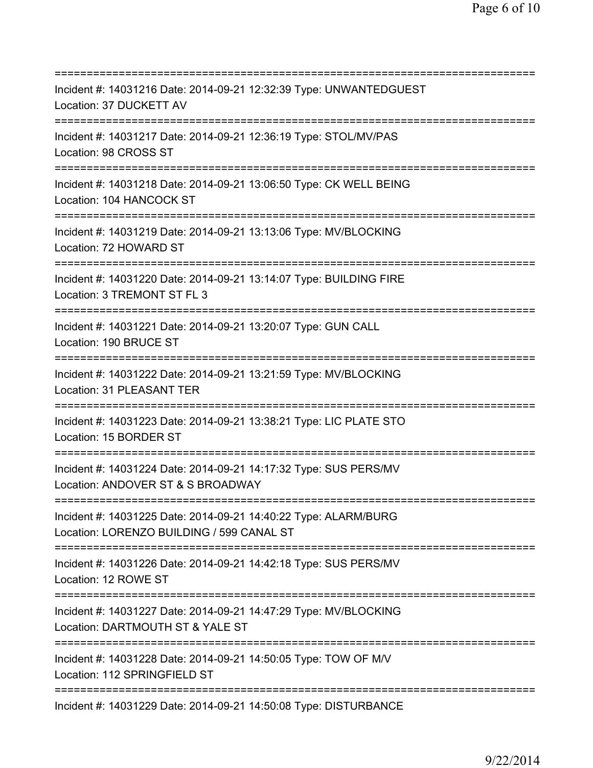===========================================================================
Incident #: 14031216 Date: 2014-09-21 12:32:39 Type: UNWANTEDGUEST
Location: 37 DUCKETT AV
===========================================================================
Incident #: 14031217 Date: 2014-09-21 12:36:19 Type: STOL/MV/PAS
Location: 98 CROSS ST
===========================================================================
Incident #: 14031218 Date: 2014-09-21 13:06:50 Type: CK WELL BEING
Location: 104 HANCOCK ST
===========================================================================
Incident #: 14031219 Date: 2014-09-21 13:13:06 Type: MV/BLOCKING
Location: 72 HOWARD ST
===========================================================================
Incident #: 14031220 Date: 2014-09-21 13:14:07 Type: BUILDING FIRE
Location: 3 TREMONT ST FL 3
===========================================================================
Incident #: 14031221 Date: 2014-09-21 13:20:07 Type: GUN CALL
Location: 190 BRUCE ST
===========================================================================
Incident #: 14031222 Date: 2014-09-21 13:21:59 Type: MV/BLOCKING
Location: 31 PLEASANT TER
===========================================================================
Incident #: 14031223 Date: 2014-09-21 13:38:21 Type: LIC PLATE STO
Location: 15 BORDER ST
===========================================================================
Incident #: 14031224 Date: 2014-09-21 14:17:32 Type: SUS PERS/MV
Location: ANDOVER ST & S BROADWAY
===========================================================================
Incident #: 14031225 Date: 2014-09-21 14:40:22 Type: ALARM/BURG
Location: LORENZO BUILDING / 599 CANAL ST
===========================================================================
Incident #: 14031226 Date: 2014-09-21 14:42:18 Type: SUS PERS/MV
Location: 12 ROWE ST
===========================================================================
Incident #: 14031227 Date: 2014-09-21 14:47:29 Type: MV/BLOCKING
Location: DARTMOUTH ST & YALE ST
===========================================================================
Incident #: 14031228 Date: 2014-09-21 14:50:05 Type: TOW OF M/V
Location: 112 SPRINGFIELD ST
===========================================================================
Incident #: 14031229 Date: 2014-09-21 14:50:08 Type: DISTURBANCE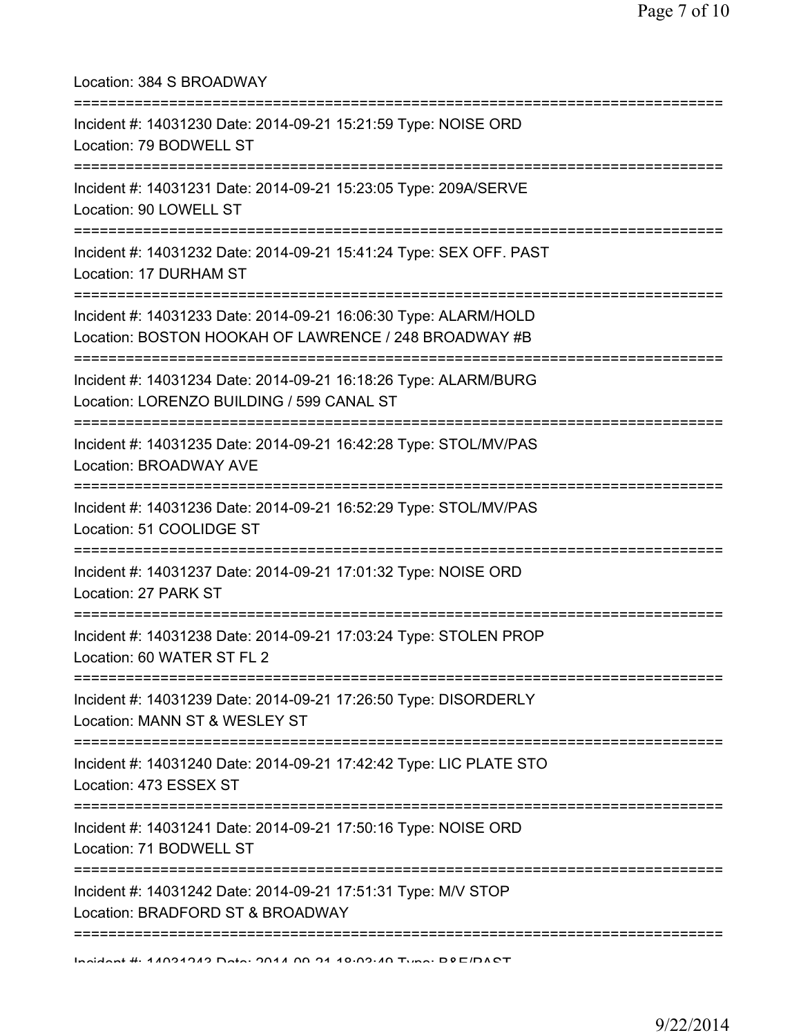Location: 384 S BROADWAY

===========================================================================

Incident #: 14031230 Date: 2014-09-21 15:21:59 Type: NOISE ORD
Location: 79 BODWELL ST

===========================================================================

Incident #: 14031231 Date: 2014-09-21 15:23:05 Type: 209A/SERVE
Location: 90 LOWELL ST

===========================================================================

Incident #: 14031232 Date: 2014-09-21 15:41:24 Type: SEX OFF. PAST
Location: 17 DURHAM ST

===========================================================================

Incident #: 14031233 Date: 2014-09-21 16:06:30 Type: ALARM/HOLD
Location: BOSTON HOOKAH OF LAWRENCE / 248 BROADWAY #B

===========================================================================

Incident #: 14031234 Date: 2014-09-21 16:18:26 Type: ALARM/BURG
Location: LORENZO BUILDING / 599 CANAL ST

===========================================================================

Incident #: 14031235 Date: 2014-09-21 16:42:28 Type: STOL/MV/PAS
Location: BROADWAY AVE

===========================================================================

Incident #: 14031236 Date: 2014-09-21 16:52:29 Type: STOL/MV/PAS
Location: 51 COOLIDGE ST

===========================================================================

Incident #: 14031237 Date: 2014-09-21 17:01:32 Type: NOISE ORD
Location: 27 PARK ST

===========================================================================

Incident #: 14031238 Date: 2014-09-21 17:03:24 Type: STOLEN PROP
Location: 60 WATER ST FL 2

===========================================================================

Incident #: 14031239 Date: 2014-09-21 17:26:50 Type: DISORDERLY
Location: MANN ST & WESLEY ST

===========================================================================

Incident #: 14031240 Date: 2014-09-21 17:42:42 Type: LIC PLATE STO
Location: 473 ESSEX ST

===========================================================================

Incident #: 14031241 Date: 2014-09-21 17:50:16 Type: NOISE ORD
Location: 71 BODWELL ST

===========================================================================

Incident #: 14031242 Date: 2014-09-21 17:51:31 Type: M/V STOP
Location: BRADFORD ST & BROADWAY

===========================================================================

Incident #: 14031243 Date: 2014-09-21 18:03:49 Type: B&E/PAST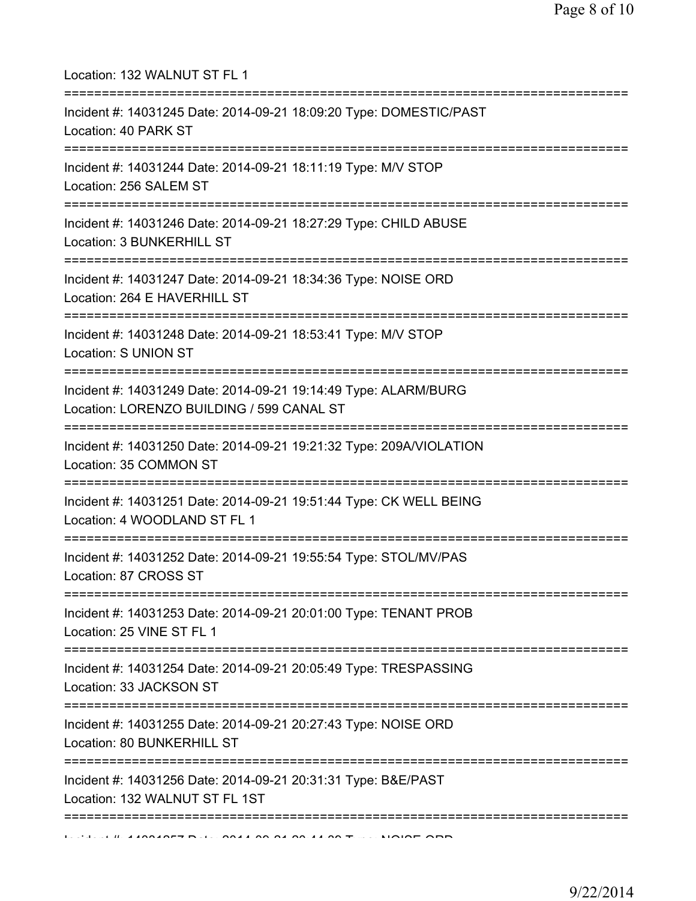Location: 132 WALNUT ST FL 1

===========================================================================

Incident #: 14031245 Date: 2014-09-21 18:09:20 Type: DOMESTIC/PAST
Location: 40 PARK ST

===========================================================================

Incident #: 14031244 Date: 2014-09-21 18:11:19 Type: M/V STOP
Location: 256 SALEM ST

===========================================================================

Incident #: 14031246 Date: 2014-09-21 18:27:29 Type: CHILD ABUSE
Location: 3 BUNKERHILL ST

===========================================================================

Incident #: 14031247 Date: 2014-09-21 18:34:36 Type: NOISE ORD
Location: 264 E HAVERHILL ST

===========================================================================

Incident #: 14031248 Date: 2014-09-21 18:53:41 Type: M/V STOP
Location: S UNION ST

===========================================================================

Incident #: 14031249 Date: 2014-09-21 19:14:49 Type: ALARM/BURG
Location: LORENZO BUILDING / 599 CANAL ST

===========================================================================

Incident #: 14031250 Date: 2014-09-21 19:21:32 Type: 209A/VIOLATION
Location: 35 COMMON ST

===========================================================================

Incident #: 14031251 Date: 2014-09-21 19:51:44 Type: CK WELL BEING
Location: 4 WOODLAND ST FL 1

===========================================================================

Incident #: 14031252 Date: 2014-09-21 19:55:54 Type: STOL/MV/PAS
Location: 87 CROSS ST

===========================================================================

Incident #: 14031253 Date: 2014-09-21 20:01:00 Type: TENANT PROB
Location: 25 VINE ST FL 1

===========================================================================

Incident #: 14031254 Date: 2014-09-21 20:05:49 Type: TRESPASSING
Location: 33 JACKSON ST

===========================================================================

Incident #: 14031255 Date: 2014-09-21 20:27:43 Type: NOISE ORD
Location: 80 BUNKERHILL ST

===========================================================================

Incident #: 14031256 Date: 2014-09-21 20:31:31 Type: B&E/PAST
Location: 132 WALNUT ST FL 1ST

===========================================================================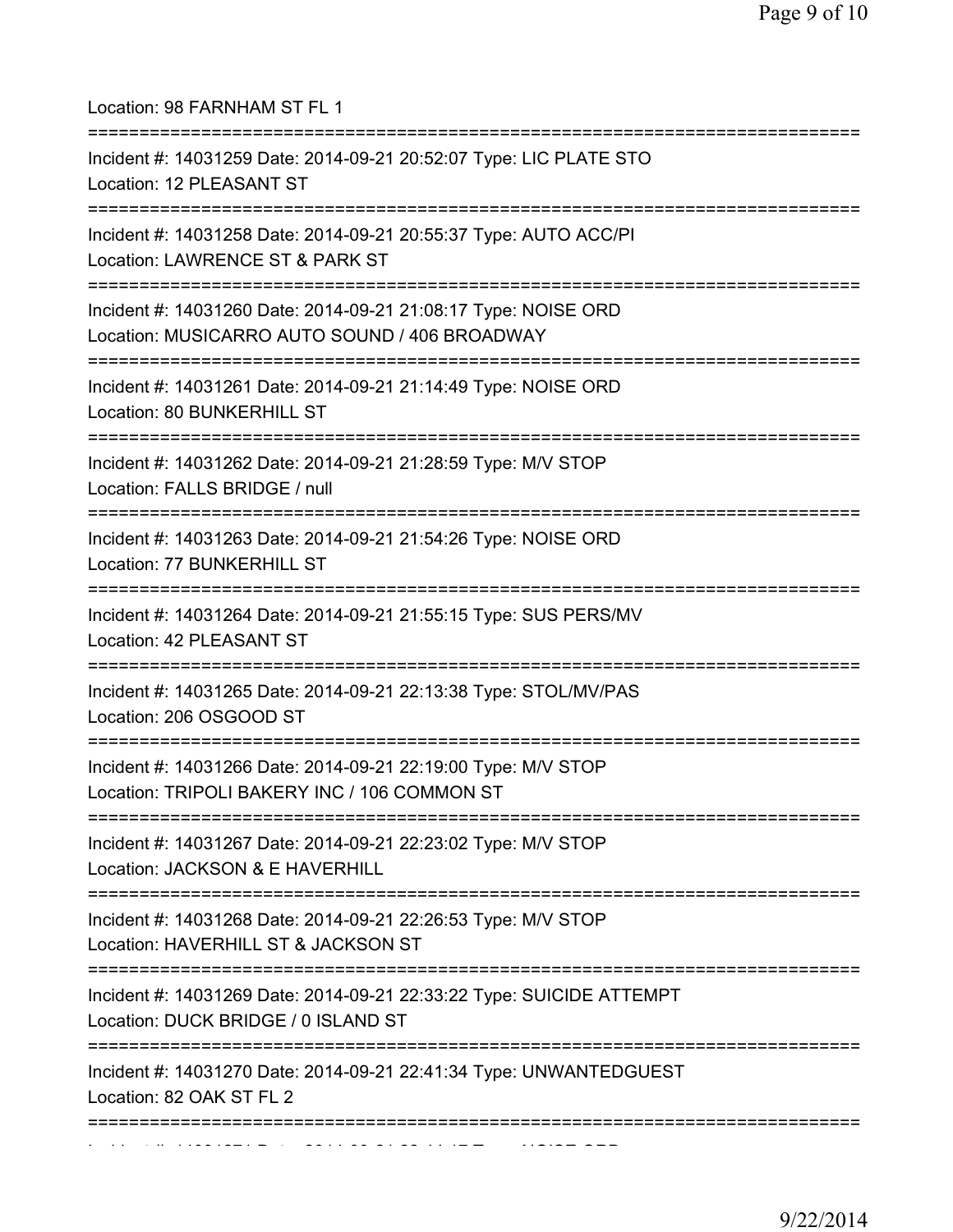Location: 98 FARNHAM ST FL 1

===========================================================================

Incident #: 14031259 Date: 2014-09-21 20:52:07 Type: LIC PLATE STO
Location: 12 PLEASANT ST

===========================================================================

Incident #: 14031258 Date: 2014-09-21 20:55:37 Type: AUTO ACC/PI
Location: LAWRENCE ST & PARK ST

===========================================================================

Incident #: 14031260 Date: 2014-09-21 21:08:17 Type: NOISE ORD
Location: MUSICARRO AUTO SOUND / 406 BROADWAY

===========================================================================

Incident #: 14031261 Date: 2014-09-21 21:14:49 Type: NOISE ORD
Location: 80 BUNKERHILL ST

===========================================================================

Incident #: 14031262 Date: 2014-09-21 21:28:59 Type: M/V STOP
Location: FALLS BRIDGE / null

===========================================================================

Incident #: 14031263 Date: 2014-09-21 21:54:26 Type: NOISE ORD
Location: 77 BUNKERHILL ST

===========================================================================

Incident #: 14031264 Date: 2014-09-21 21:55:15 Type: SUS PERS/MV
Location: 42 PLEASANT ST

===========================================================================

Incident #: 14031265 Date: 2014-09-21 22:13:38 Type: STOL/MV/PAS
Location: 206 OSGOOD ST

===========================================================================

Incident #: 14031266 Date: 2014-09-21 22:19:00 Type: M/V STOP
Location: TRIPOLI BAKERY INC / 106 COMMON ST

===========================================================================

Incident #: 14031267 Date: 2014-09-21 22:23:02 Type: M/V STOP
Location: JACKSON & E HAVERHILL

===========================================================================

Incident #: 14031268 Date: 2014-09-21 22:26:53 Type: M/V STOP
Location: HAVERHILL ST & JACKSON ST

===========================================================================

Incident #: 14031269 Date: 2014-09-21 22:33:22 Type: SUICIDE ATTEMPT
Location: DUCK BRIDGE / 0 ISLAND ST

===========================================================================

Incident #: 14031270 Date: 2014-09-21 22:41:34 Type: UNWANTEDGUEST
Location: 82 OAK ST FL 2

===========================================================================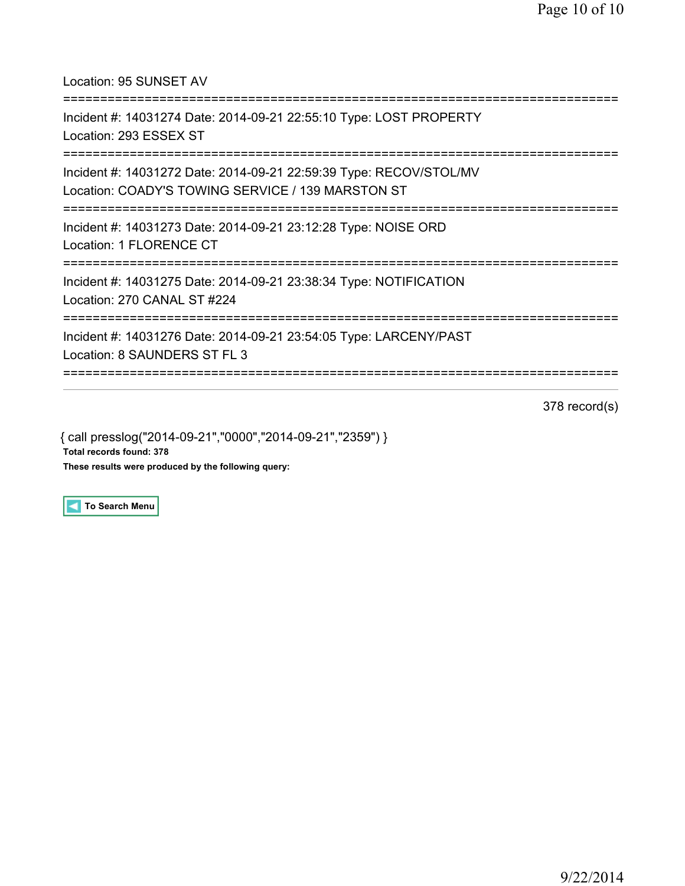Location: 95 SUNSET AV

===========================================================================

Incident #: 14031274 Date: 2014-09-21 22:55:10 Type: LOST PROPERTY

Location: 293 ESSEX ST

===========================================================================

Incident #: 14031272 Date: 2014-09-21 22:59:39 Type: RECOV/STOL/MV

Location: COADY'S TOWING SERVICE / 139 MARSTON ST

===========================================================================

Incident #: 14031273 Date: 2014-09-21 23:12:28 Type: NOISE ORD

Location: 1 FLORENCE CT

===========================================================================

Incident #: 14031275 Date: 2014-09-21 23:38:34 Type: NOTIFICATION

Location: 270 CANAL ST #224

===========================================================================

Incident #: 14031276 Date: 2014-09-21 23:54:05 Type: LARCENY/PAST

Location: 8 SAUNDERS ST FL 3

===========================================================================

378 record(s)

{ call presslog("2014-09-21","0000","2014-09-21","2359") }

**Total records found: 378**

**These results were produced by the following query:**

**To Search Menu**

9/22/2014